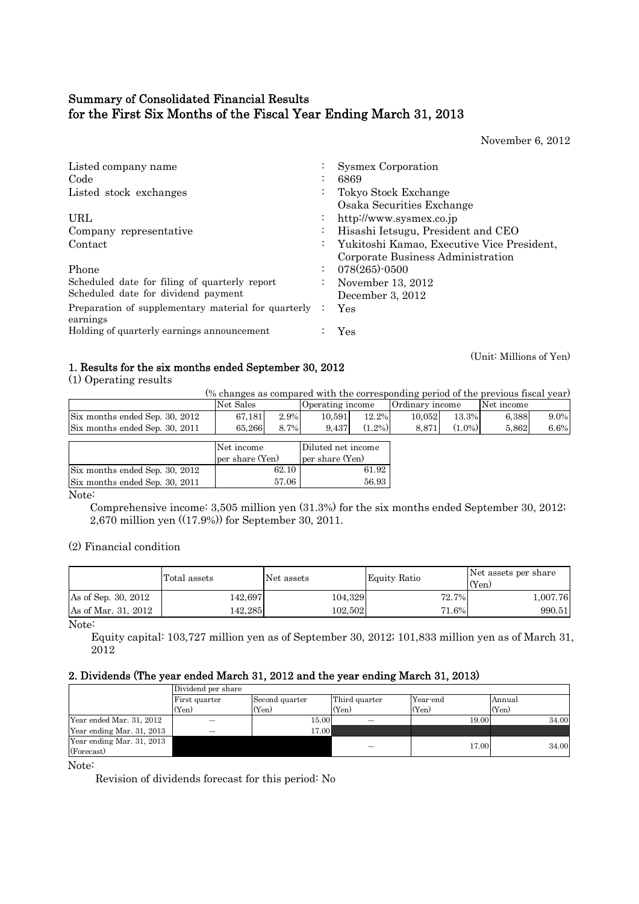# Summary of Consolidated Financial Results for the First Six Months of the Fiscal Year Ending March 31, 2013

November 6, 2012

| | | |
|---|---|---|
| Listed company name | : | Sysmex Corporation |
| Code | : | 6869 |
| Listed stock exchanges | : | Tokyo Stock Exchange<br>Osaka Securities Exchange |
| URL | : | http://www.sysmex.co.jp |
| Company representative | : | Hisashi Ietsugu, President and CEO |
| Contact | : | Yukitoshi Kamao, Executive Vice President, Corporate Business Administration |
| Phone | : | 078(265)-0500 |
| Scheduled date for filing of quarterly report | : | November 13, 2012 |
| Scheduled date for dividend payment | | December 3, 2012 |
| Preparation of supplementary material for quarterly earnings | : | Yes |
| Holding of quarterly earnings announcement | : | Yes |

(Unit: Millions of Yen)

## 1. Results for the six months ended September 30, 2012

(1) Operating results

(% changes as compared with the corresponding period of the previous fiscal year)

| | Net Sales | | Operating income | | Ordinary income | | Net income | |
|---|---|---|---|---|---|---|---|---|
| Six months ended Sep. 30, 2012 | 67,181 | 2.9% | 10,591 | 12.2% | 10,052 | 13.3% | 6,388 | 9.0% |
| Six months ended Sep. 30, 2011 | 65,266 | 8.7% | 9,437 | (1.2%) | 8,871 | (1.0%) | 5,862 | 6.6% |

| | Net income per share (Yen) | Diluted net income per share (Yen) |
|---|---|---|
| Six months ended Sep. 30, 2012 | 62.10 | 61.92 |
| Six months ended Sep. 30, 2011 | 57.06 | 56.93 |

Note:

Comprehensive income: 3,505 million yen (31.3%) for the six months ended September 30, 2012; 2,670 million yen ((17.9%)) for September 30, 2011.

(2) Financial condition

| | Total assets | Net assets | Equity Ratio | Net assets per share (Yen) |
|---|---|---|---|---|
| As of Sep. 30, 2012 | 142,697 | 104,329 | 72.7% | 1,007.76 |
| As of Mar. 31, 2012 | 142,285 | 102,502 | 71.6% | 990.51 |

Note:

Equity capital: 103,727 million yen as of September 30, 2012; 101,833 million yen as of March 31, 2012

## 2. Dividends (The year ended March 31, 2012 and the year ending March 31, 2013)

| | Dividend per share | | | | |
|---|---|---|---|---|---|
| | First quarter (Yen) | Second quarter (Yen) | Third quarter (Yen) | Year-end (Yen) | Annual (Yen) |
| Year ended Mar. 31, 2012 | — | 15.00 | — | 19.00 | 34.00 |
| Year ending Mar. 31, 2013 | — | 17.00 | | | |
| Year ending Mar. 31, 2013 (Forecast) | | | — | 17.00 | 34.00 |

Note:

Revision of dividends forecast for this period: No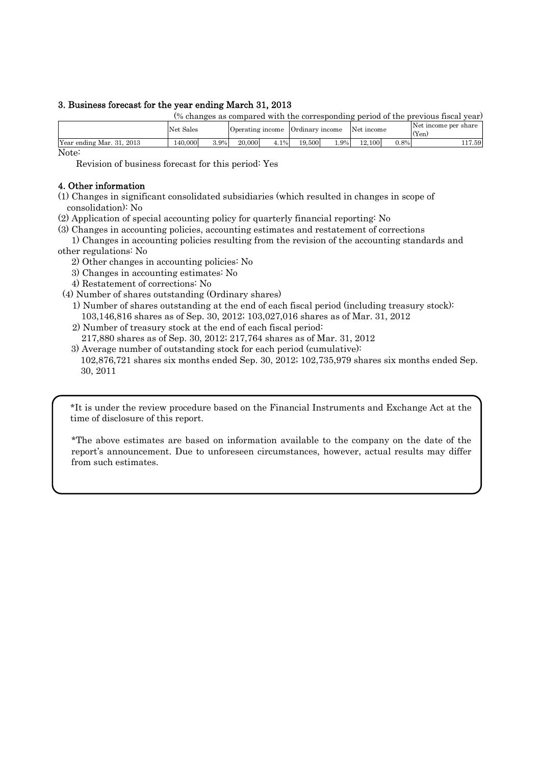### 3. Business forecast for the year ending March 31, 2013

(% changes as compared with the corresponding period of the previous fiscal year)

| | Net Sales | | Operating income | | Ordinary income | | Net income | | Net income per share (Yen) |
|---|---|---|---|---|---|---|---|---|---|
| Year ending Mar. 31, 2013 | 140,000 | 3.9% | 20,000 | 4.1% | 19,500 | 1.9% | 12,100 | 0.8% | 117.59 |

Note:

Revision of business forecast for this period: Yes

### 4. Other information

(1) Changes in significant consolidated subsidiaries (which resulted in changes in scope of consolidation): No

(2) Application of special accounting policy for quarterly financial reporting: No

(3) Changes in accounting policies, accounting estimates and restatement of corrections

1) Changes in accounting policies resulting from the revision of the accounting standards and other regulations: No

2) Other changes in accounting policies: No

3) Changes in accounting estimates: No

4) Restatement of corrections: No

(4) Number of shares outstanding (Ordinary shares)

1) Number of shares outstanding at the end of each fiscal period (including treasury stock): 103,146,816 shares as of Sep. 30, 2012; 103,027,016 shares as of Mar. 31, 2012

2) Number of treasury stock at the end of each fiscal period: 217,880 shares as of Sep. 30, 2012; 217,764 shares as of Mar. 31, 2012

3) Average number of outstanding stock for each period (cumulative): 102,876,721 shares six months ended Sep. 30, 2012; 102,735,979 shares six months ended Sep. 30, 2011

*It is under the review procedure based on the Financial Instruments and Exchange Act at the time of disclosure of this report.

*The above estimates are based on information available to the company on the date of the report's announcement. Due to unforeseen circumstances, however, actual results may differ from such estimates.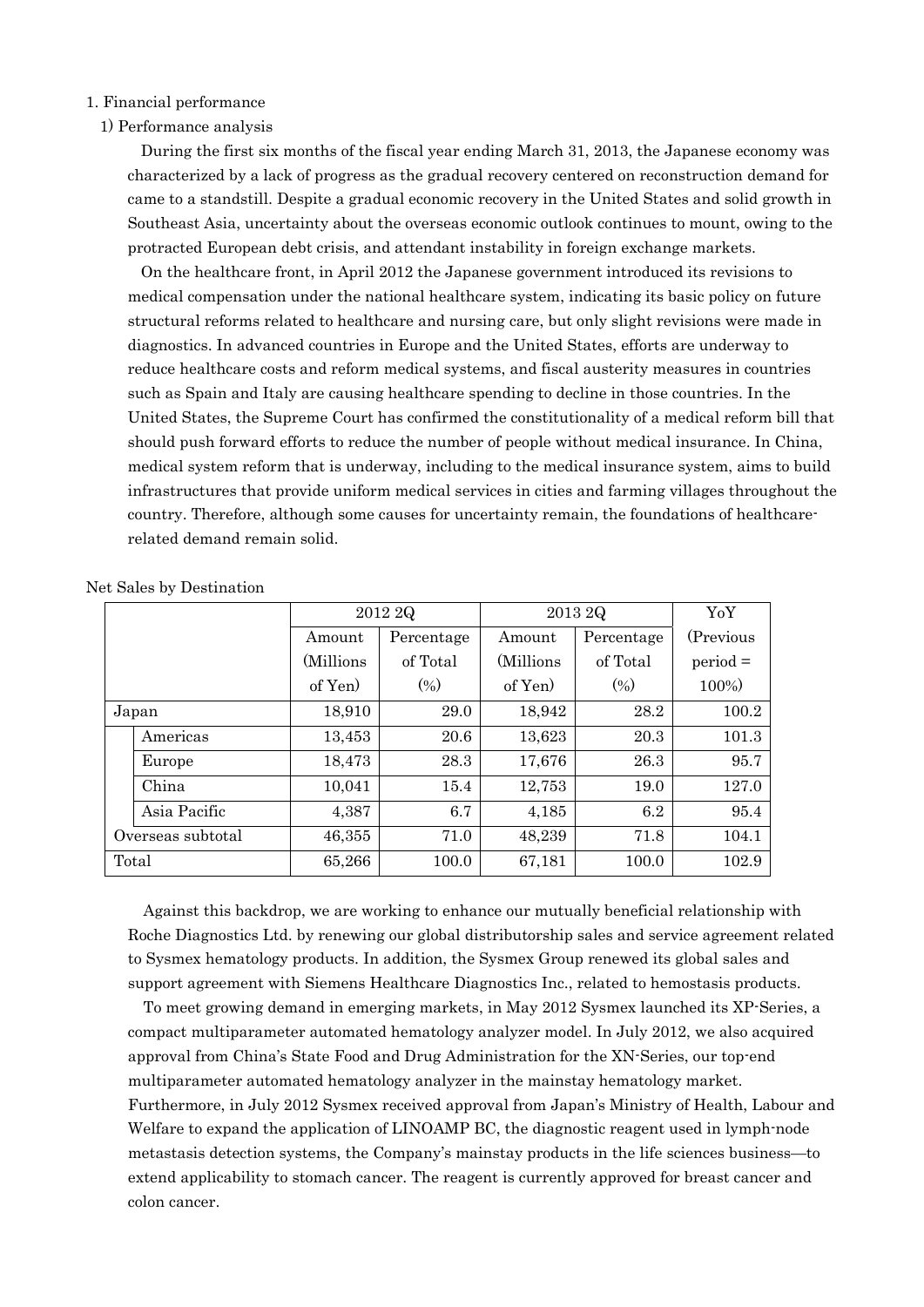## 1. Financial performance

### 1) Performance analysis

During the first six months of the fiscal year ending March 31, 2013, the Japanese economy was characterized by a lack of progress as the gradual recovery centered on reconstruction demand for came to a standstill. Despite a gradual economic recovery in the United States and solid growth in Southeast Asia, uncertainty about the overseas economic outlook continues to mount, owing to the protracted European debt crisis, and attendant instability in foreign exchange markets.

On the healthcare front, in April 2012 the Japanese government introduced its revisions to medical compensation under the national healthcare system, indicating its basic policy on future structural reforms related to healthcare and nursing care, but only slight revisions were made in diagnostics. In advanced countries in Europe and the United States, efforts are underway to reduce healthcare costs and reform medical systems, and fiscal austerity measures in countries such as Spain and Italy are causing healthcare spending to decline in those countries. In the United States, the Supreme Court has confirmed the constitutionality of a medical reform bill that should push forward efforts to reduce the number of people without medical insurance. In China, medical system reform that is underway, including to the medical insurance system, aims to build infrastructures that provide uniform medical services in cities and farming villages throughout the country. Therefore, although some causes for uncertainty remain, the foundations of healthcare-related demand remain solid.

Net Sales by Destination

| | | 2012 2Q | | 2013 2Q | | YoY |
|---|---|---|---|---|---|---|
| | | Amount (Millions of Yen) | Percentage of Total (%) | Amount (Millions of Yen) | Percentage of Total (%) | (Previous period = 100%) |
| Japan | | 18,910 | 29.0 | 18,942 | 28.2 | 100.2 |
| | Americas | 13,453 | 20.6 | 13,623 | 20.3 | 101.3 |
| | Europe | 18,473 | 28.3 | 17,676 | 26.3 | 95.7 |
| | China | 10,041 | 15.4 | 12,753 | 19.0 | 127.0 |
| | Asia Pacific | 4,387 | 6.7 | 4,185 | 6.2 | 95.4 |
| Overseas subtotal | | 46,355 | 71.0 | 48,239 | 71.8 | 104.1 |
| Total | | 65,266 | 100.0 | 67,181 | 100.0 | 102.9 |

Against this backdrop, we are working to enhance our mutually beneficial relationship with Roche Diagnostics Ltd. by renewing our global distributorship sales and service agreement related to Sysmex hematology products. In addition, the Sysmex Group renewed its global sales and support agreement with Siemens Healthcare Diagnostics Inc., related to hemostasis products.

To meet growing demand in emerging markets, in May 2012 Sysmex launched its XP-Series, a compact multiparameter automated hematology analyzer model. In July 2012, we also acquired approval from China's State Food and Drug Administration for the XN-Series, our top-end multiparameter automated hematology analyzer in the mainstay hematology market. Furthermore, in July 2012 Sysmex received approval from Japan's Ministry of Health, Labour and Welfare to expand the application of LINOAMP BC, the diagnostic reagent used in lymph-node metastasis detection systems, the Company's mainstay products in the life sciences business—to extend applicability to stomach cancer. The reagent is currently approved for breast cancer and colon cancer.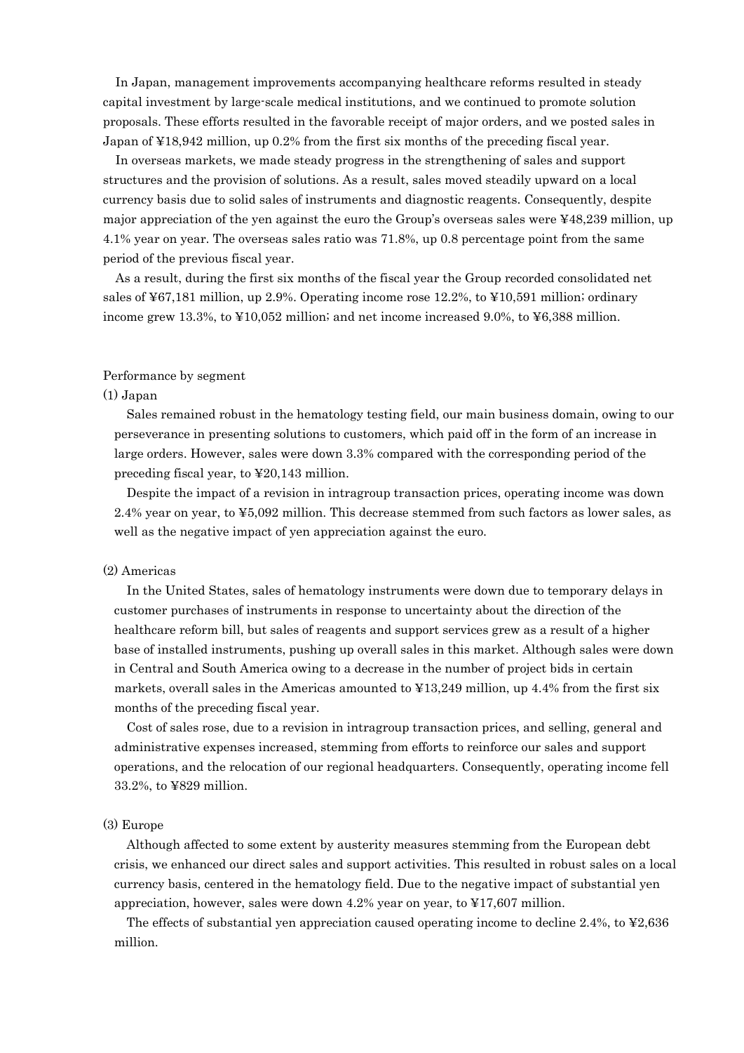In Japan, management improvements accompanying healthcare reforms resulted in steady capital investment by large-scale medical institutions, and we continued to promote solution proposals. These efforts resulted in the favorable receipt of major orders, and we posted sales in Japan of ¥18,942 million, up 0.2% from the first six months of the preceding fiscal year.

In overseas markets, we made steady progress in the strengthening of sales and support structures and the provision of solutions. As a result, sales moved steadily upward on a local currency basis due to solid sales of instruments and diagnostic reagents. Consequently, despite major appreciation of the yen against the euro the Group's overseas sales were ¥48,239 million, up 4.1% year on year. The overseas sales ratio was 71.8%, up 0.8 percentage point from the same period of the previous fiscal year.

As a result, during the first six months of the fiscal year the Group recorded consolidated net sales of ¥67,181 million, up 2.9%. Operating income rose 12.2%, to ¥10,591 million; ordinary income grew 13.3%, to ¥10,052 million; and net income increased 9.0%, to ¥6,388 million.

Performance by segment

(1) Japan

Sales remained robust in the hematology testing field, our main business domain, owing to our perseverance in presenting solutions to customers, which paid off in the form of an increase in large orders. However, sales were down 3.3% compared with the corresponding period of the preceding fiscal year, to ¥20,143 million.

Despite the impact of a revision in intragroup transaction prices, operating income was down 2.4% year on year, to ¥5,092 million. This decrease stemmed from such factors as lower sales, as well as the negative impact of yen appreciation against the euro.

(2) Americas

In the United States, sales of hematology instruments were down due to temporary delays in customer purchases of instruments in response to uncertainty about the direction of the healthcare reform bill, but sales of reagents and support services grew as a result of a higher base of installed instruments, pushing up overall sales in this market. Although sales were down in Central and South America owing to a decrease in the number of project bids in certain markets, overall sales in the Americas amounted to ¥13,249 million, up 4.4% from the first six months of the preceding fiscal year.

Cost of sales rose, due to a revision in intragroup transaction prices, and selling, general and administrative expenses increased, stemming from efforts to reinforce our sales and support operations, and the relocation of our regional headquarters. Consequently, operating income fell 33.2%, to ¥829 million.

(3) Europe

Although affected to some extent by austerity measures stemming from the European debt crisis, we enhanced our direct sales and support activities. This resulted in robust sales on a local currency basis, centered in the hematology field. Due to the negative impact of substantial yen appreciation, however, sales were down 4.2% year on year, to ¥17,607 million.

The effects of substantial yen appreciation caused operating income to decline 2.4%, to ¥2,636 million.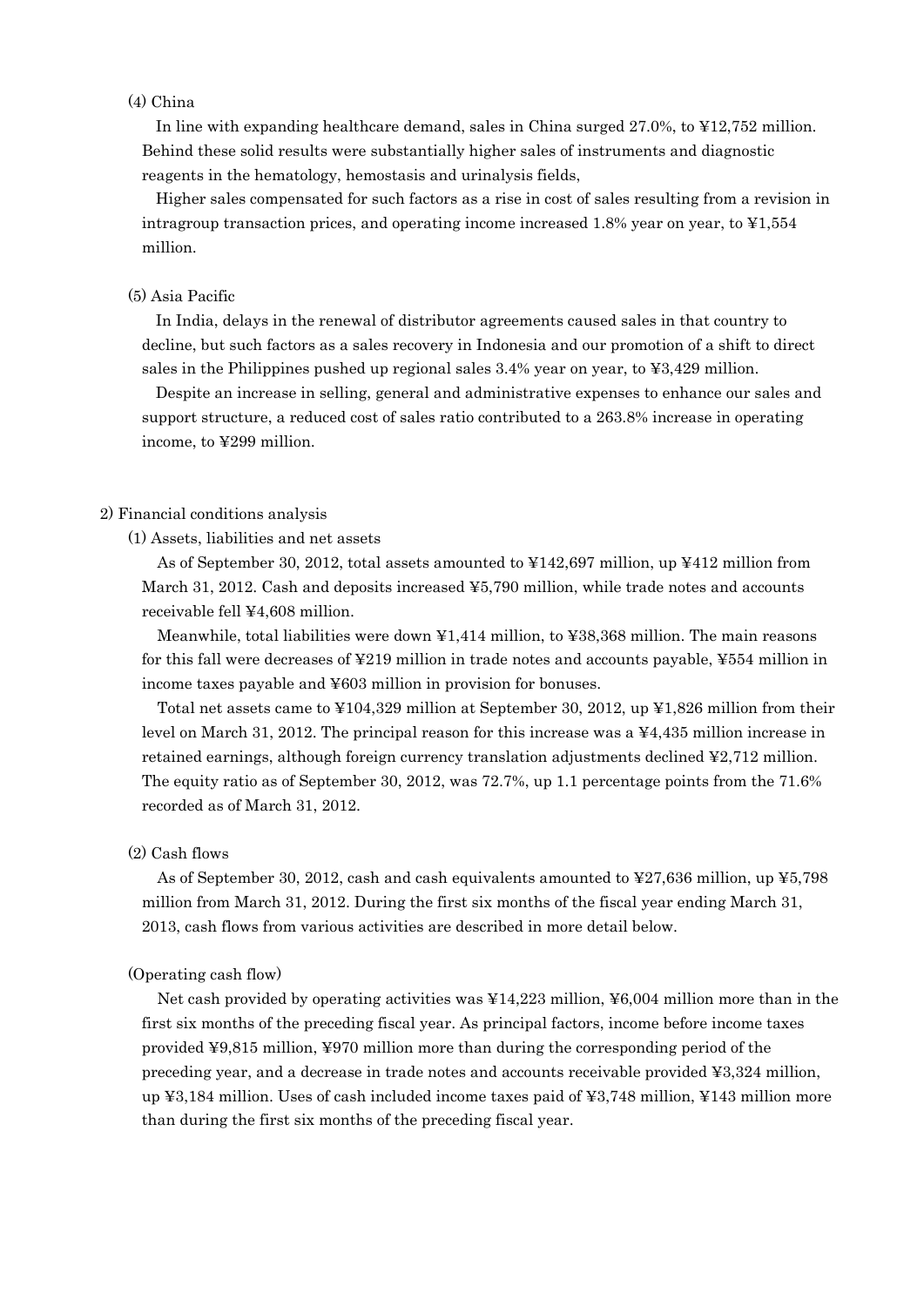(4) China

In line with expanding healthcare demand, sales in China surged 27.0%, to ¥12,752 million. Behind these solid results were substantially higher sales of instruments and diagnostic reagents in the hematology, hemostasis and urinalysis fields,

Higher sales compensated for such factors as a rise in cost of sales resulting from a revision in intragroup transaction prices, and operating income increased 1.8% year on year, to ¥1,554 million.

(5) Asia Pacific

In India, delays in the renewal of distributor agreements caused sales in that country to decline, but such factors as a sales recovery in Indonesia and our promotion of a shift to direct sales in the Philippines pushed up regional sales 3.4% year on year, to ¥3,429 million.

Despite an increase in selling, general and administrative expenses to enhance our sales and support structure, a reduced cost of sales ratio contributed to a 263.8% increase in operating income, to ¥299 million.

## 2) Financial conditions analysis

### (1) Assets, liabilities and net assets

As of September 30, 2012, total assets amounted to ¥142,697 million, up ¥412 million from March 31, 2012. Cash and deposits increased ¥5,790 million, while trade notes and accounts receivable fell ¥4,608 million.

Meanwhile, total liabilities were down ¥1,414 million, to ¥38,368 million. The main reasons for this fall were decreases of ¥219 million in trade notes and accounts payable, ¥554 million in income taxes payable and ¥603 million in provision for bonuses.

Total net assets came to ¥104,329 million at September 30, 2012, up ¥1,826 million from their level on March 31, 2012. The principal reason for this increase was a ¥4,435 million increase in retained earnings, although foreign currency translation adjustments declined ¥2,712 million. The equity ratio as of September 30, 2012, was 72.7%, up 1.1 percentage points from the 71.6% recorded as of March 31, 2012.

### (2) Cash flows

As of September 30, 2012, cash and cash equivalents amounted to ¥27,636 million, up ¥5,798 million from March 31, 2012. During the first six months of the fiscal year ending March 31, 2013, cash flows from various activities are described in more detail below.

(Operating cash flow)

Net cash provided by operating activities was ¥14,223 million, ¥6,004 million more than in the first six months of the preceding fiscal year. As principal factors, income before income taxes provided ¥9,815 million, ¥970 million more than during the corresponding period of the preceding year, and a decrease in trade notes and accounts receivable provided ¥3,324 million, up ¥3,184 million. Uses of cash included income taxes paid of ¥3,748 million, ¥143 million more than during the first six months of the preceding fiscal year.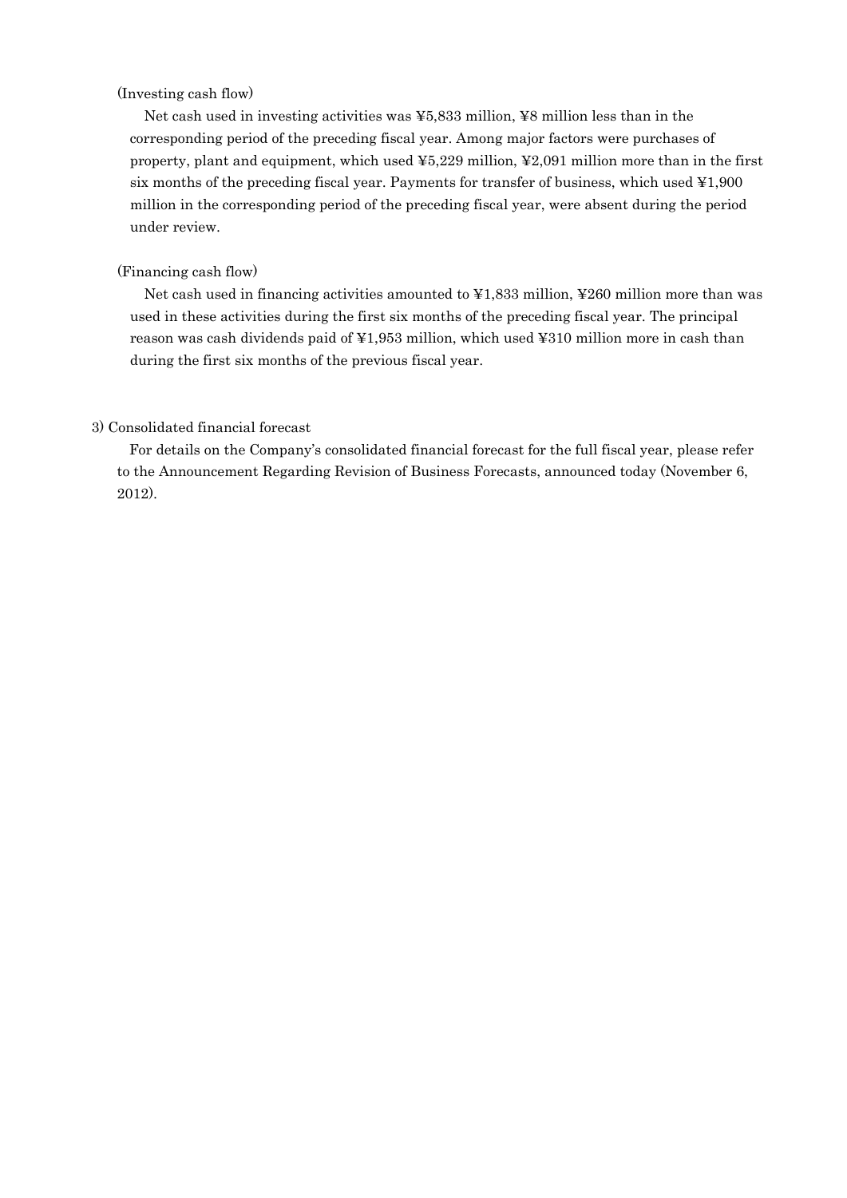(Investing cash flow)

Net cash used in investing activities was ¥5,833 million, ¥8 million less than in the corresponding period of the preceding fiscal year. Among major factors were purchases of property, plant and equipment, which used ¥5,229 million, ¥2,091 million more than in the first six months of the preceding fiscal year. Payments for transfer of business, which used ¥1,900 million in the corresponding period of the preceding fiscal year, were absent during the period under review.

(Financing cash flow)

Net cash used in financing activities amounted to ¥1,833 million, ¥260 million more than was used in these activities during the first six months of the preceding fiscal year. The principal reason was cash dividends paid of ¥1,953 million, which used ¥310 million more in cash than during the first six months of the previous fiscal year.

3) Consolidated financial forecast

For details on the Company's consolidated financial forecast for the full fiscal year, please refer to the Announcement Regarding Revision of Business Forecasts, announced today (November 6, 2012).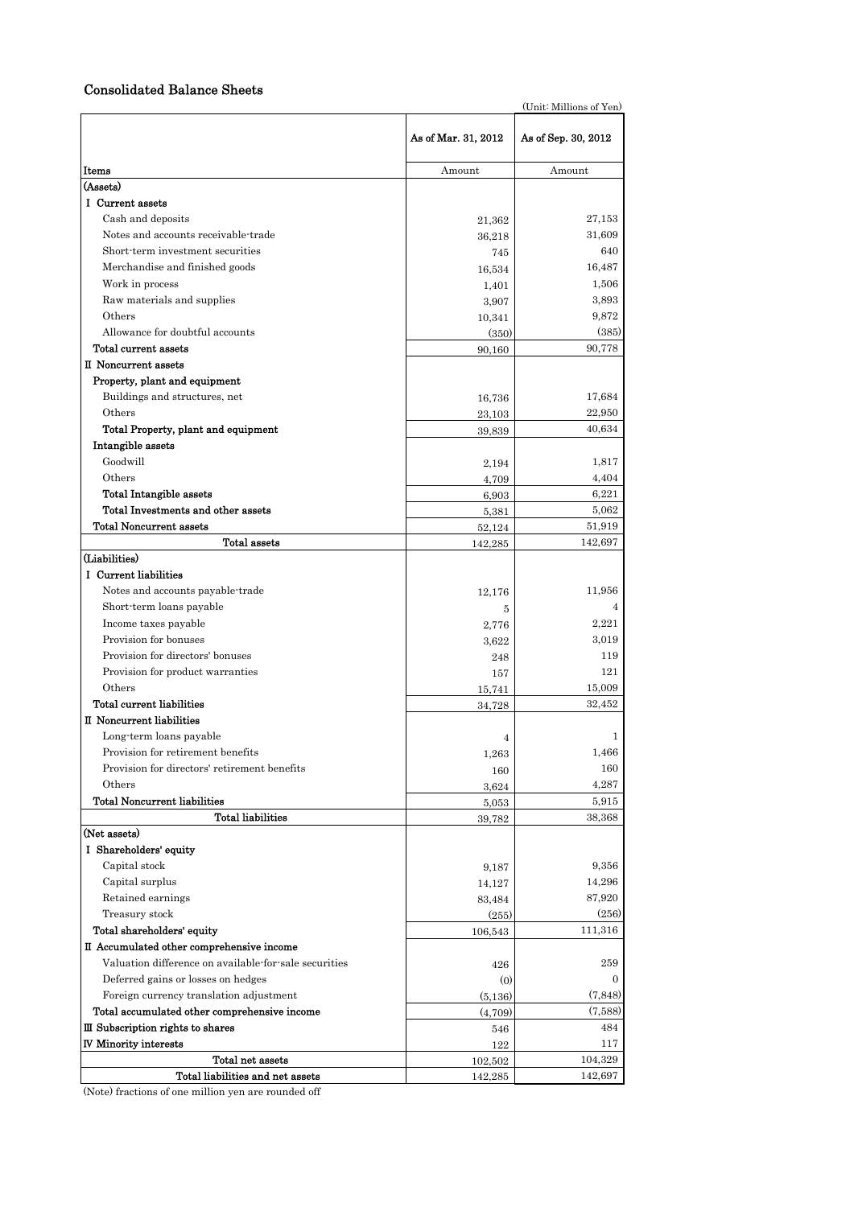## Consolidated Balance Sheets

(Unit: Millions of Yen)

| Items | As of Mar. 31, 2012 Amount | As of Sep. 30, 2012 Amount |
|---|---|---|
| (Assets) | | |
| I Current assets | | |
| Cash and deposits | 21,362 | 27,153 |
| Notes and accounts receivable-trade | 36,218 | 31,609 |
| Short-term investment securities | 745 | 640 |
| Merchandise and finished goods | 16,534 | 16,487 |
| Work in process | 1,401 | 1,506 |
| Raw materials and supplies | 3,907 | 3,893 |
| Others | 10,341 | 9,872 |
| Allowance for doubtful accounts | (350) | (385) |
| Total current assets | 90,160 | 90,778 |
| II Noncurrent assets | | |
| Property, plant and equipment | | |
| Buildings and structures, net | 16,736 | 17,684 |
| Others | 23,103 | 22,950 |
| Total Property, plant and equipment | 39,839 | 40,634 |
| Intangible assets | | |
| Goodwill | 2,194 | 1,817 |
| Others | 4,709 | 4,404 |
| Total Intangible assets | 6,903 | 6,221 |
| Total Investments and other assets | 5,381 | 5,062 |
| Total Noncurrent assets | 52,124 | 51,919 |
| Total assets | 142,285 | 142,697 |
| (Liabilities) | | |
| I Current liabilities | | |
| Notes and accounts payable-trade | 12,176 | 11,956 |
| Short-term loans payable | 5 | 4 |
| Income taxes payable | 2,776 | 2,221 |
| Provision for bonuses | 3,622 | 3,019 |
| Provision for directors' bonuses | 248 | 119 |
| Provision for product warranties | 157 | 121 |
| Others | 15,741 | 15,009 |
| Total current liabilities | 34,728 | 32,452 |
| II Noncurrent liabilities | | |
| Long-term loans payable | 4 | 1 |
| Provision for retirement benefits | 1,263 | 1,466 |
| Provision for directors' retirement benefits | 160 | 160 |
| Others | 3,624 | 4,287 |
| Total Noncurrent liabilities | 5,053 | 5,915 |
| Total liabilities | 39,782 | 38,368 |
| (Net assets) | | |
| I Shareholders' equity | | |
| Capital stock | 9,187 | 9,356 |
| Capital surplus | 14,127 | 14,296 |
| Retained earnings | 83,484 | 87,920 |
| Treasury stock | (255) | (256) |
| Total shareholders' equity | 106,543 | 111,316 |
| II Accumulated other comprehensive income | | |
| Valuation difference on available-for-sale securities | 426 | 259 |
| Deferred gains or losses on hedges | (0) | 0 |
| Foreign currency translation adjustment | (5,136) | (7,848) |
| Total accumulated other comprehensive income | (4,709) | (7,588) |
| III Subscription rights to shares | 546 | 484 |
| IV Minority interests | 122 | 117 |
| Total net assets | 102,502 | 104,329 |
| Total liabilities and net assets | 142,285 | 142,697 |

(Note) fractions of one million yen are rounded off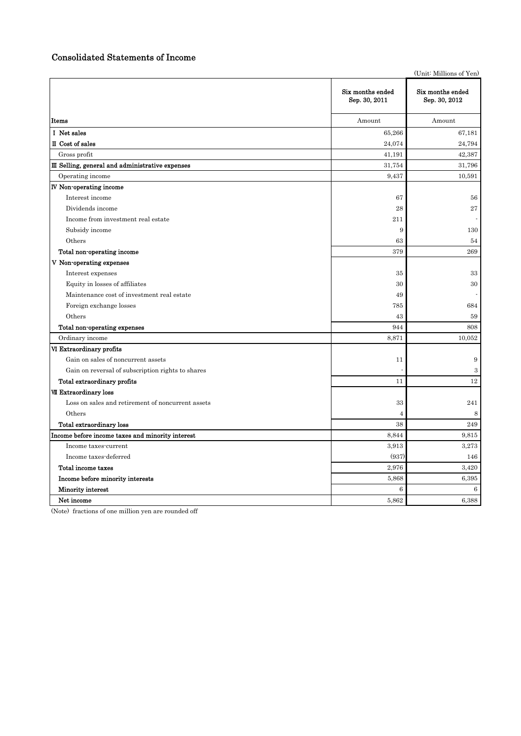## Consolidated Statements of Income

(Unit: Millions of Yen)

| Items | Six months ended Sep. 30, 2011 | Six months ended Sep. 30, 2012 |
|---|---|---|
| | Amount | Amount |
| Ⅰ Net sales | 65,266 | 67,181 |
| Ⅱ Cost of sales | 24,074 | 24,794 |
| Gross profit | 41,191 | 42,387 |
| Ⅲ Selling, general and administrative expenses | 31,754 | 31,796 |
| Operating income | 9,437 | 10,591 |
| Ⅳ Non-operating income | | |
| Interest income | 67 | 56 |
| Dividends income | 28 | 27 |
| Income from investment real estate | 211 | - |
| Subsidy income | 9 | 130 |
| Others | 63 | 54 |
| Total non-operating income | 379 | 269 |
| Ⅴ Non-operating expenses | | |
| Interest expenses | 35 | 33 |
| Equity in losses of affiliates | 30 | 30 |
| Maintenance cost of investment real estate | 49 | - |
| Foreign exchange losses | 785 | 684 |
| Others | 43 | 59 |
| Total non-operating expenses | 944 | 808 |
| Ordinary income | 8,871 | 10,052 |
| Ⅵ Extraordinary profits | | |
| Gain on sales of noncurrent assets | 11 | 9 |
| Gain on reversal of subscription rights to shares | - | 3 |
| Total extraordinary profits | 11 | 12 |
| Ⅶ Extraordinary loss | | |
| Loss on sales and retirement of noncurrent assets | 33 | 241 |
| Others | 4 | 8 |
| Total extraordinary loss | 38 | 249 |
| Income before income taxes and minority interest | 8,844 | 9,815 |
| Income taxes-current | 3,913 | 3,273 |
| Income taxes-deferred | (937) | 146 |
| Total income taxes | 2,976 | 3,420 |
| Income before minority interests | 5,868 | 6,395 |
| Minority interest | 6 | 6 |
| Net income | 5,862 | 6,388 |

(Note) fractions of one million yen are rounded off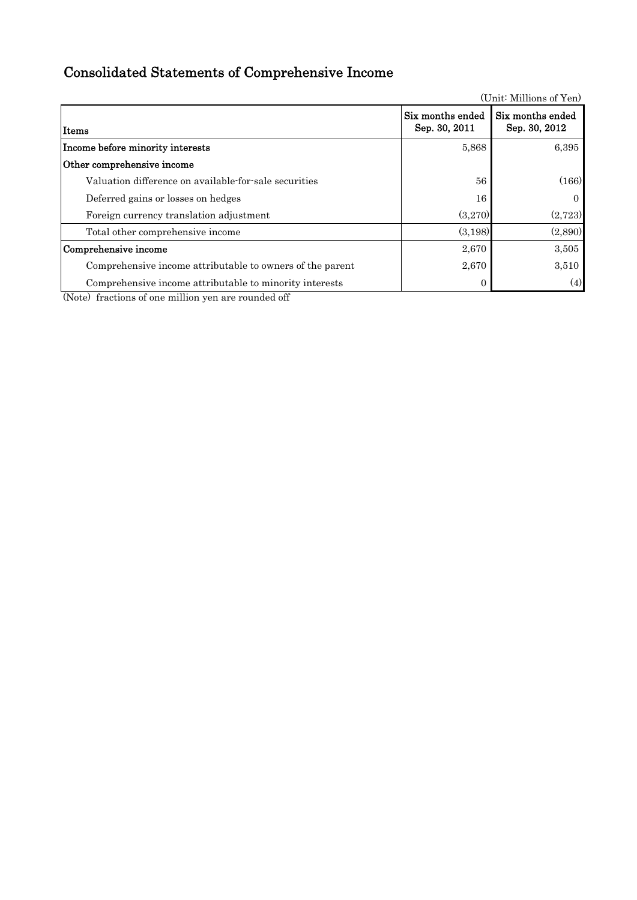# Consolidated Statements of Comprehensive Income

(Unit: Millions of Yen)

| Items | Six months ended Sep. 30, 2011 | Six months ended Sep. 30, 2012 |
|---|---|---|
| Income before minority interests | 5,868 | 6,395 |
| Other comprehensive income | | |
| Valuation difference on available-for-sale securities | 56 | (166) |
| Deferred gains or losses on hedges | 16 | 0 |
| Foreign currency translation adjustment | (3,270) | (2,723) |
| Total other comprehensive income | (3,198) | (2,890) |
| Comprehensive income | 2,670 | 3,505 |
| Comprehensive income attributable to owners of the parent | 2,670 | 3,510 |
| Comprehensive income attributable to minority interests | 0 | (4) |

(Note) fractions of one million yen are rounded off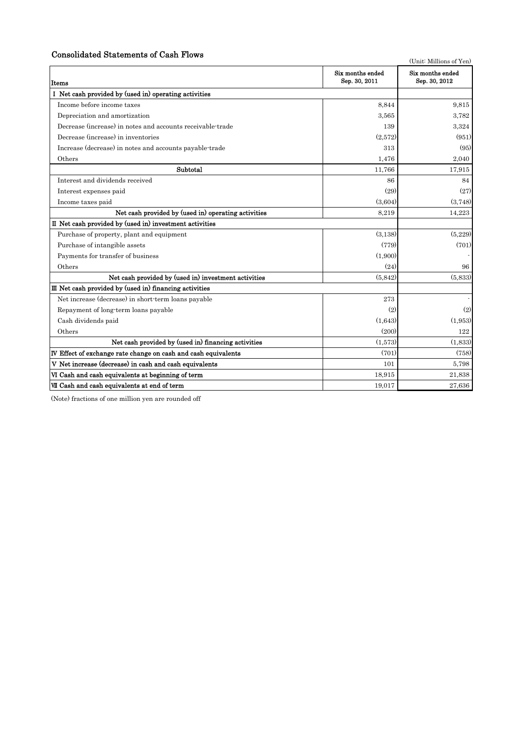## Consolidated Statements of Cash Flows

(Unit: Millions of Yen)

| Items | Six months ended Sep. 30, 2011 | Six months ended Sep. 30, 2012 |
|---|---|---|
| **I Net cash provided by (used in) operating activities** | | |
| Income before income taxes | 8,844 | 9,815 |
| Depreciation and amortization | 3,565 | 3,782 |
| Decrease (increase) in notes and accounts receivable-trade | 139 | 3,324 |
| Decrease (increase) in inventories | (2,572) | (951) |
| Increase (decrease) in notes and accounts payable-trade | 313 | (95) |
| Others | 1,476 | 2,040 |
| Subtotal | 11,766 | 17,915 |
| Interest and dividends received | 86 | 84 |
| Interest expenses paid | (29) | (27) |
| Income taxes paid | (3,604) | (3,748) |
| Net cash provided by (used in) operating activities | 8,219 | 14,223 |
| **II Net cash provided by (used in) investment activities** | | |
| Purchase of property, plant and equipment | (3,138) | (5,229) |
| Purchase of intangible assets | (779) | (701) |
| Payments for transfer of business | (1,900) | - |
| Others | (24) | 96 |
| Net cash provided by (used in) investment activities | (5,842) | (5,833) |
| **III Net cash provided by (used in) financing activities** | | |
| Net increase (decrease) in short-term loans payable | 273 | - |
| Repayment of long-term loans payable | (2) | (2) |
| Cash dividends paid | (1,643) | (1,953) |
| Others | (200) | 122 |
| Net cash provided by (used in) financing activities | (1,573) | (1,833) |
| **IV Effect of exchange rate change on cash and cash equivalents** | (701) | (758) |
| **V Net increase (decrease) in cash and cash equivalents** | 101 | 5,798 |
| **VI Cash and cash equivalents at beginning of term** | 18,915 | 21,838 |
| **VII Cash and cash equivalents at end of term** | 19,017 | 27,636 |

(Note) fractions of one million yen are rounded off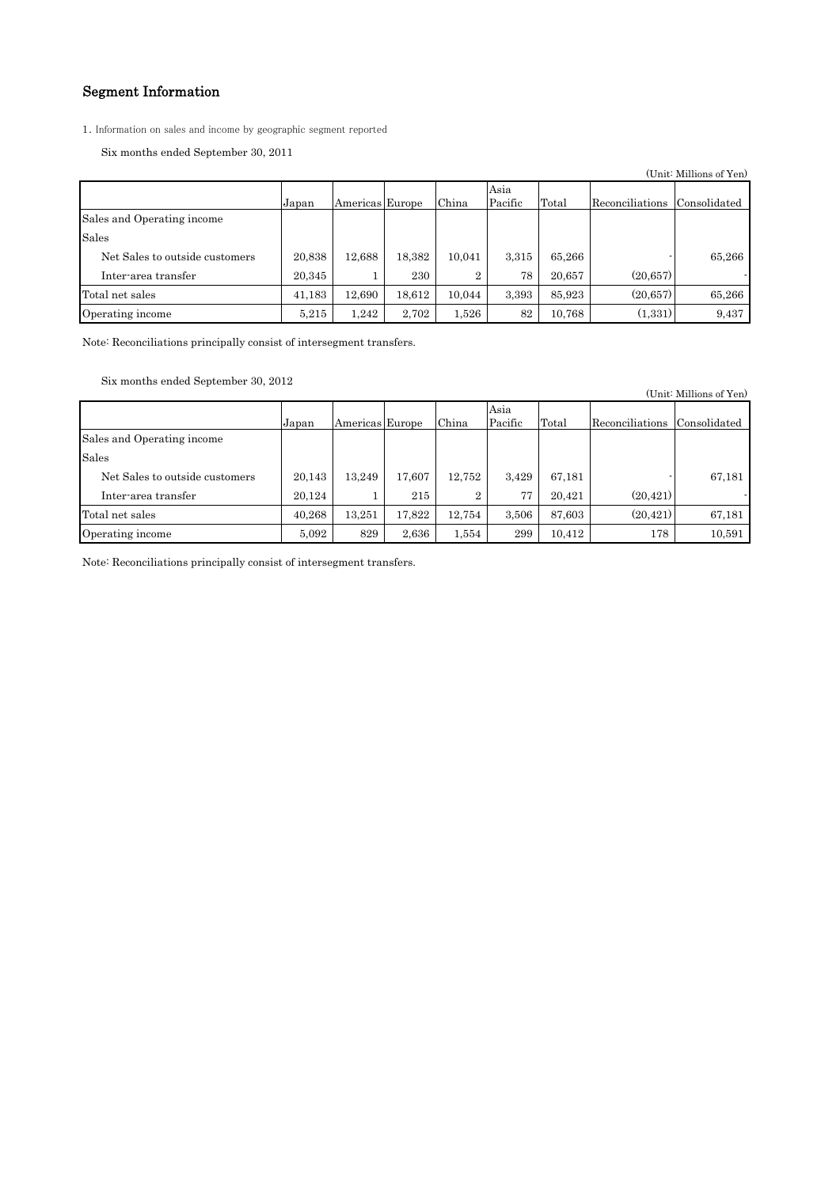# Segment Information

1. Information on sales and income by geographic segment reported

Six months ended September 30, 2011

(Unit: Millions of Yen)

| | Japan | Americas | Europe | China | Asia Pacific | Total | Reconciliations | Consolidated |
|---|---|---|---|---|---|---|---|---|
| Sales and Operating income | | | | | | | | |
| Sales | | | | | | | | |
| Net Sales to outside customers | 20,838 | 12,688 | 18,382 | 10,041 | 3,315 | 65,266 | - | 65,266 |
| Inter-area transfer | 20,345 | 1 | 230 | 2 | 78 | 20,657 | (20,657) | - |
| Total net sales | 41,183 | 12,690 | 18,612 | 10,044 | 3,393 | 85,923 | (20,657) | 65,266 |
| Operating income | 5,215 | 1,242 | 2,702 | 1,526 | 82 | 10,768 | (1,331) | 9,437 |

Note: Reconciliations principally consist of intersegment transfers.

Six months ended September 30, 2012

(Unit: Millions of Yen)

| | Japan | Americas | Europe | China | Asia Pacific | Total | Reconciliations | Consolidated |
|---|---|---|---|---|---|---|---|---|
| Sales and Operating income | | | | | | | | |
| Sales | | | | | | | | |
| Net Sales to outside customers | 20,143 | 13,249 | 17,607 | 12,752 | 3,429 | 67,181 | - | 67,181 |
| Inter-area transfer | 20,124 | 1 | 215 | 2 | 77 | 20,421 | (20,421) | - |
| Total net sales | 40,268 | 13,251 | 17,822 | 12,754 | 3,506 | 87,603 | (20,421) | 67,181 |
| Operating income | 5,092 | 829 | 2,636 | 1,554 | 299 | 10,412 | 178 | 10,591 |

Note: Reconciliations principally consist of intersegment transfers.